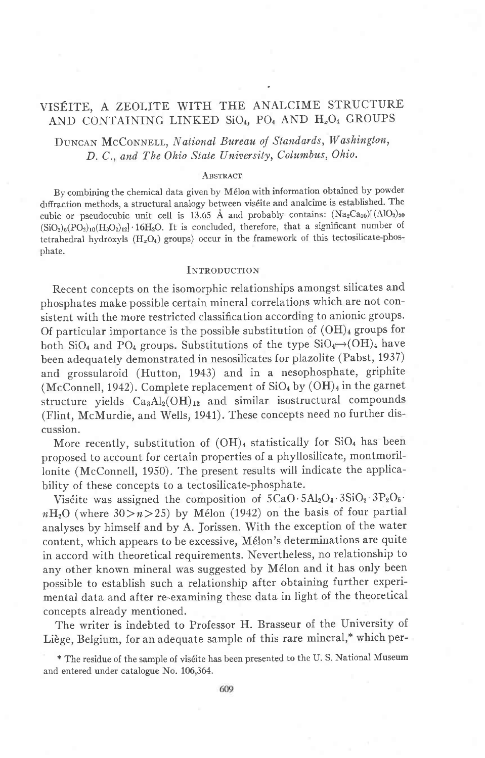# VISÉITE, A ZEOLITE WITH THE ANALCIME STRUCTURE AND CONTAINING LINKED $SiO_4$, $PO_4$ AND $H_xO_4$ GROUPS

DUNCAN MCCONNELL, *National Bureau of Standards, Washington, D. C., and The Ohio State University, Columbus, Ohio.*

## ABSTRACT

By combining the chemical data given by Mélon with information obtained by powder diffraction methods, a structural analogy between viséite and analcime is established. The cubic or pseudocubic unit cell is 13.65 Å and probably contains: $(Na_2Ca_{10})[(AlO_2)_{20}(SiO_2)_6(PO_2)_{10}(H_3O_2)_{12}]\cdot 16H_2O$. It is concluded, therefore, that a significant number of tetrahedral hydroxyls ($H_xO_4$) groups) occur in the framework of this tectosilicate-phosphate.

## INTRODUCTION

Recent concepts on the isomorphic relationships amongst silicates and phosphates make possible certain mineral correlations which are not consistent with the more restricted classification according to anionic groups. Of particular importance is the possible substitution of $(OH)_4$ groups for both $SiO_4$ and $PO_4$ groups. Substitutions of the type $SiO_4 \rightarrow (OH)_4$ have been adequately demonstrated in nesosilicates for plazolite (Pabst, 1937) and grossularoid (Hutton, 1943) and in a nesophosphate, griphite (McConnell, 1942). Complete replacement of $SiO_4$ by $(OH)_4$ in the garnet structure yields $Ca_3Al_2(OH)_{12}$ and similar isostructural compounds (Flint, McMurdie, and Wells, 1941). These concepts need no further discussion.

More recently, substitution of $(OH)_4$ statistically for $SiO_4$ has been proposed to account for certain properties of a phyllosilicate, montmorillonite (McConnell, 1950). The present results will indicate the applicability of these concepts to a tectosilicate-phosphate.

Viséite was assigned the composition of $5CaO\cdot 5Al_2O_3\cdot 3SiO_2\cdot 3P_2O_5\cdot nH_2O$ (where $30>n>25$) by Mélon (1942) on the basis of four partial analyses by himself and by A. Jorissen. With the exception of the water content, which appears to be excessive, Mélon's determinations are quite in accord with theoretical requirements. Nevertheless, no relationship to any other known mineral was suggested by Mélon and it has only been possible to establish such a relationship after obtaining further experimental data and after re-examining these data in light of the theoretical concepts already mentioned.

The writer is indebted to Professor H. Brasseur of the University of Liège, Belgium, for an adequate sample of this rare mineral,* which per-

\* The residue of the sample of viséite has been presented to the U. S. National Museum and entered under catalogue No. 106,364.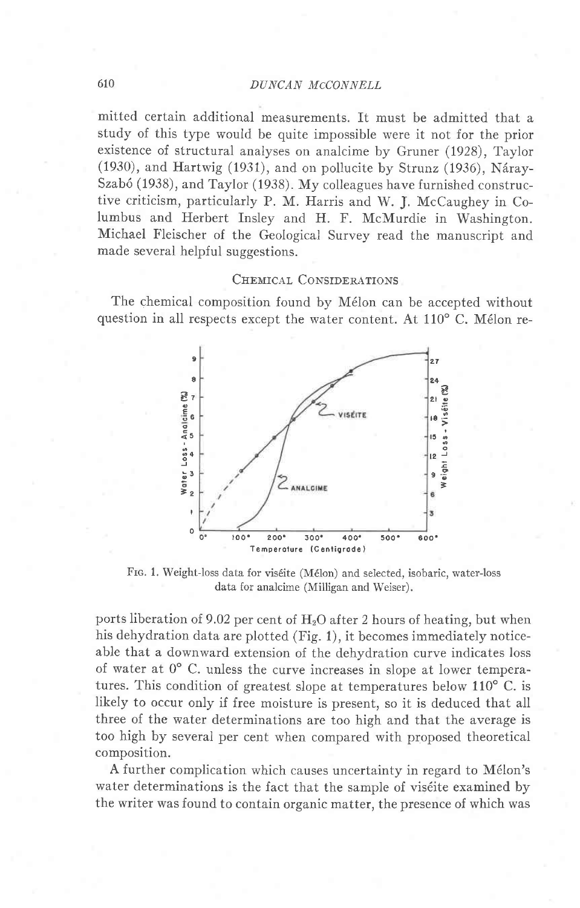mitted certain additional measurements. It must be admitted that a study of this type would be quite impossible were it not for the prior existence of structural analyses on analcime by Gruner (1928), Taylor (1930), and Hartwig (1931), and on pollucite by Strunz (1936), Náray-Szabó (1938), and Taylor (1938). My colleagues have furnished constructive criticism, particularly P. M. Harris and W. J. McCaughey in Columbus and Herbert Insley and H. F. McMurdie in Washington. Michael Fleischer of the Geological Survey read the manuscript and made several helpful suggestions.

## Chemical Considerations

The chemical composition found by Mélon can be accepted without question in all respects except the water content. At 110° C. Mélon re-

Water Loss - Analcime (%)

Weight Loss - Viséite (%)

VISÉITE

ANALCIME

0 1 2 3 4 5 6 7 8 9

3 6 9 12 15 18 21 24 27

0° 100° 200° 300° 400° 500° 600°

Temperature (Centigrade)

Fig. 1. Weight-loss data for viséite (Mélon) and selected, isobaric, water-loss data for analcime (Milligan and Weiser).

ports liberation of 9.02 per cent of $H_2O$ after 2 hours of heating, but when his dehydration data are plotted (Fig. 1), it becomes immediately noticeable that a downward extension of the dehydration curve indicates loss of water at 0° C. unless the curve increases in slope at lower temperatures. This condition of greatest slope at temperatures below 110° C. is likely to occur only if free moisture is present, so it is deduced that all three of the water determinations are too high and that the average is too high by several per cent when compared with proposed theoretical composition.

A further complication which causes uncertainty in regard to Mélon's water determinations is the fact that the sample of viséite examined by the writer was found to contain organic matter, the presence of which was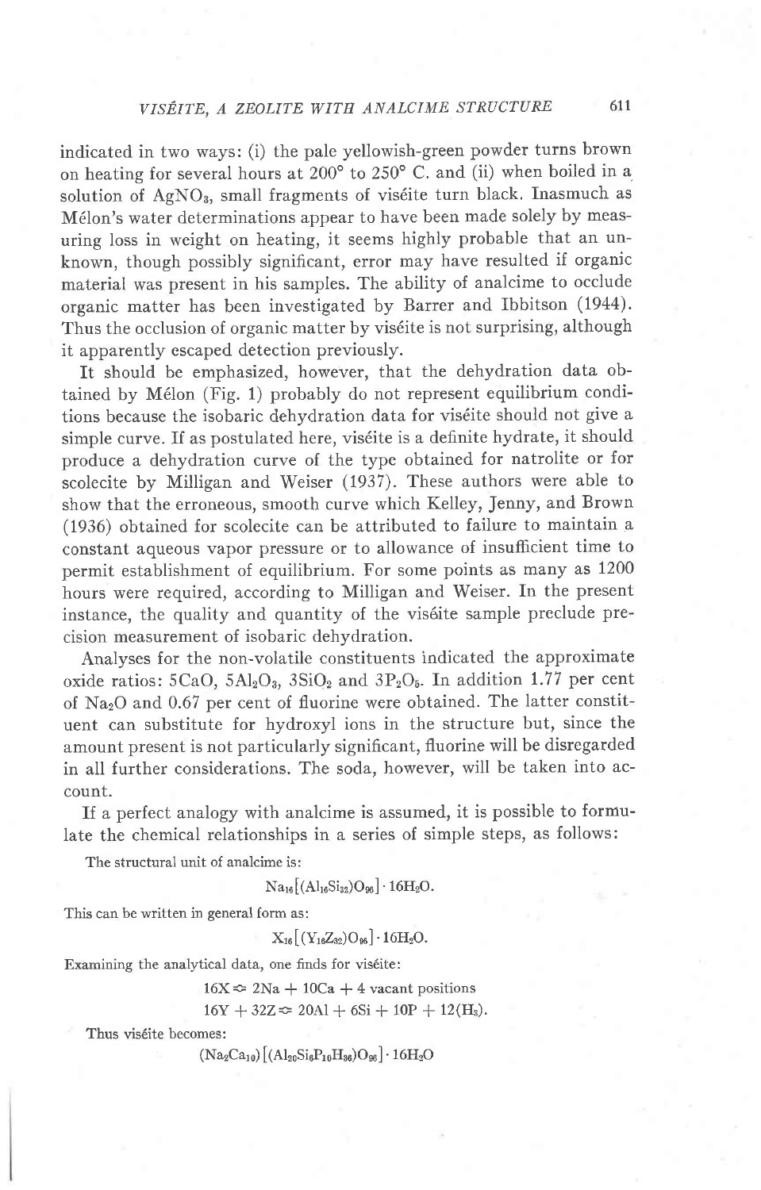indicated in two ways: (i) the pale yellowish-green powder turns brown on heating for several hours at 200° to 250° C. and (ii) when boiled in a solution of $AgNO_3$, small fragments of viséite turn black. Inasmuch as Mélon's water determinations appear to have been made solely by measuring loss in weight on heating, it seems highly probable that an unknown, though possibly significant, error may have resulted if organic material was present in his samples. The ability of analcime to occlude organic matter has been investigated by Barrer and Ibbitson (1944). Thus the occlusion of organic matter by viséite is not surprising, although it apparently escaped detection previously.

It should be emphasized, however, that the dehydration data obtained by Mélon (Fig. 1) probably do not represent equilibrium conditions because the isobaric dehydration data for viséite should not give a simple curve. If as postulated here, viséite is a definite hydrate, it should produce a dehydration curve of the type obtained for natrolite or for scolecite by Milligan and Weiser (1937). These authors were able to show that the erroneous, smooth curve which Kelley, Jenny, and Brown (1936) obtained for scolecite can be attributed to failure to maintain a constant aqueous vapor pressure or to allowance of insufficient time to permit establishment of equilibrium. For some points as many as 1200 hours were required, according to Milligan and Weiser. In the present instance, the quality and quantity of the viséite sample preclude precision measurement of isobaric dehydration.

Analyses for the non-volatile constituents indicated the approximate oxide ratios: $5CaO$, $5Al_2O_3$, $3SiO_2$ and $3P_2O_5$. In addition 1.77 per cent of $Na_2O$ and 0.67 per cent of fluorine were obtained. The latter constituent can substitute for hydroxyl ions in the structure but, since the amount present is not particularly significant, fluorine will be disregarded in all further considerations. The soda, however, will be taken into account.

If a perfect analogy with analcime is assumed, it is possible to formulate the chemical relationships in a series of simple steps, as follows:

The structural unit of analcime is:

$$Na_{16}[(Al_{16}Si_{32})O_{96}] \cdot 16H_2O.$$

This can be written in general form as:

$$X_{16}[(Y_{16}Z_{32})O_{96}] \cdot 16H_2O.$$

Examining the analytical data, one finds for viséite:

$$16X \rightleftharpoons 2Na + 10Ca + 4 \text{ vacant positions}$$

$$16Y + 32Z \rightleftharpoons 20Al + 6Si + 10P + 12(H_3).$$

Thus viséite becomes:

$$(Na_2Ca_{10})[(Al_{20}Si_6P_{10}H_{36})O_{96}] \cdot 16H_2O$$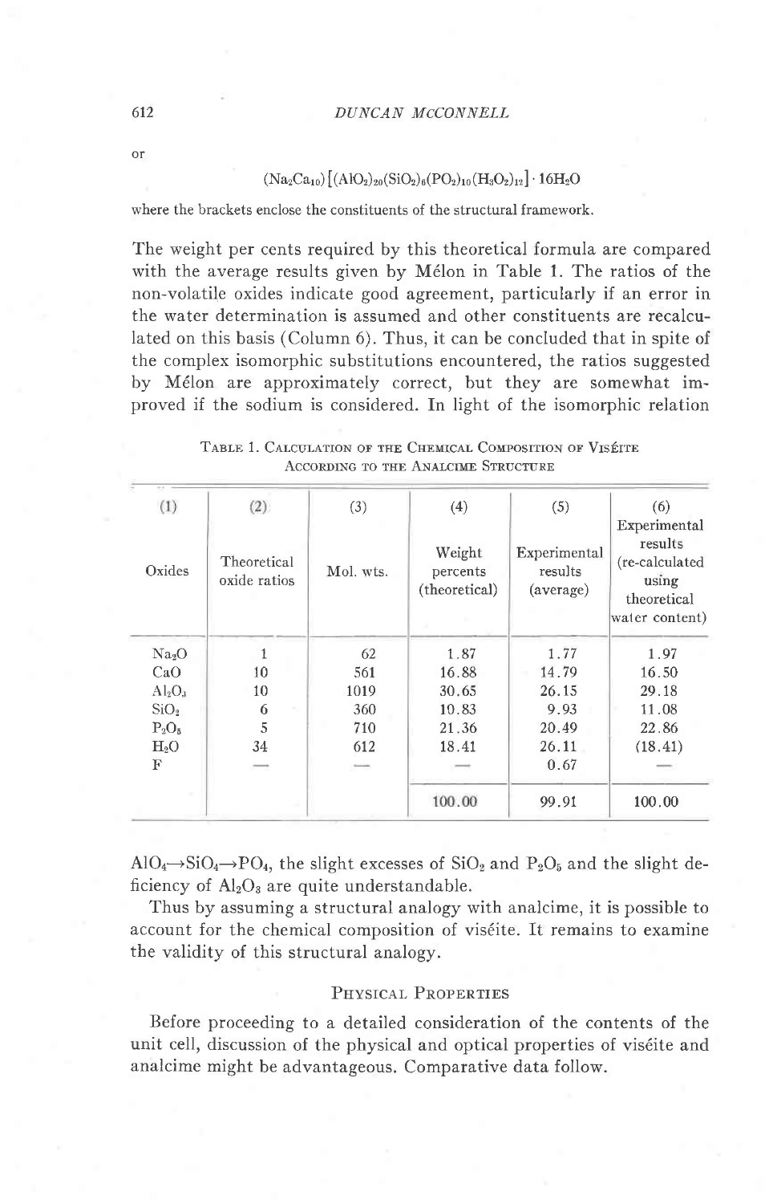or

$$(Na_2Ca_{10})\left[(AlO_2)_{20}(SiO_2)_6(PO_2)_{10}(H_3O_2)_{12}\right]\cdot 16H_2O$$

where the brackets enclose the constituents of the structural framework.

The weight per cents required by this theoretical formula are compared with the average results given by Mélon in Table 1. The ratios of the non-volatile oxides indicate good agreement, particularly if an error in the water determination is assumed and other constituents are recalculated on this basis (Column 6). Thus, it can be concluded that in spite of the complex isomorphic substitutions encountered, the ratios suggested by Mélon are approximately correct, but they are somewhat improved if the sodium is considered. In light of the isomorphic relation $AlO_4 \rightarrow SiO_4 \rightarrow PO_4$, the slight excesses of $SiO_2$ and $P_2O_5$ and the slight deficiency of $Al_2O_3$ are quite understandable.

TABLE 1. CALCULATION OF THE CHEMICAL COMPOSITION OF VISÉITE ACCORDING TO THE ANALCIME STRUCTURE

| (1) Oxides | (2) Theoretical oxide ratios | (3) Mol. wts. | (4) Weight percents (theoretical) | (5) Experimental results (average) | (6) Experimental results (re-calculated using theoretical water content) |
|---|---|---|---|---|---|
| $Na_2O$ | 1 | 62 | 1.87 | 1.77 | 1.97 |
| $CaO$ | 10 | 561 | 16.88 | 14.79 | 16.50 |
| $Al_2O_3$ | 10 | 1019 | 30.65 | 26.15 | 29.18 |
| $SiO_2$ | 6 | 360 | 10.83 | 9.93 | 11.08 |
| $P_2O_5$ | 5 | 710 | 21.36 | 20.49 | 22.86 |
| $H_2O$ | 34 | 612 | 18.41 | 26.11 | (18.41) |
| F | — | — | — | 0.67 | — |
| | | | 100.00 | 99.91 | 100.00 |

Thus by assuming a structural analogy with analcime, it is possible to account for the chemical composition of viséite. It remains to examine the validity of this structural analogy.

## PHYSICAL PROPERTIES

Before proceeding to a detailed consideration of the contents of the unit cell, discussion of the physical and optical properties of viséite and analcime might be advantageous. Comparative data follow.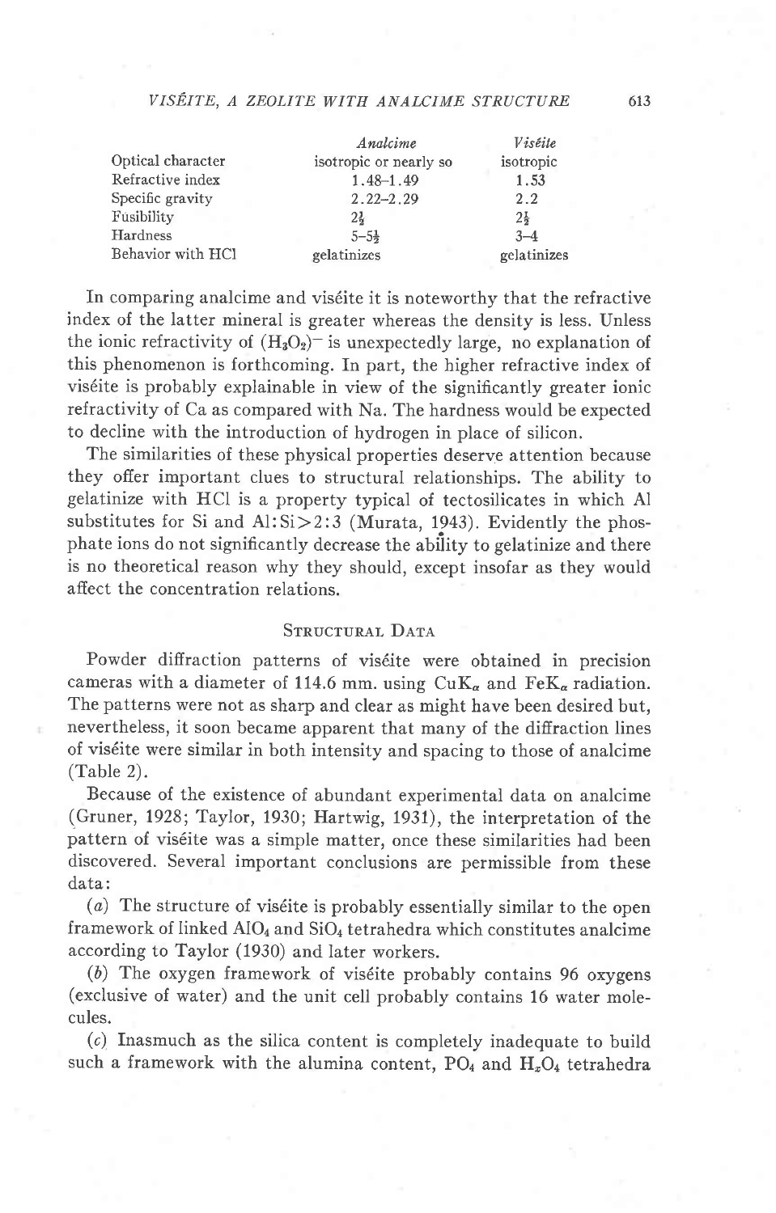| | *Analcime* | *Viséite* |
|---|---|---|
| Optical character | isotropic or nearly so | isotropic |
| Refractive index | 1.48–1.49 | 1.53 |
| Specific gravity | 2.22–2.29 | 2.2 |
| Fusibility | $2\frac{1}{2}$ | $2\frac{1}{2}$ |
| Hardness | $5–5\frac{1}{2}$ | 3–4 |
| Behavior with HCl | gelatinizes | gelatinizes |

In comparing analcime and viséite it is noteworthy that the refractive index of the latter mineral is greater whereas the density is less. Unless the ionic refractivity of $(H_3O_2)^-$ is unexpectedly large, no explanation of this phenomenon is forthcoming. In part, the higher refractive index of viséite is probably explainable in view of the significantly greater ionic refractivity of Ca as compared with Na. The hardness would be expected to decline with the introduction of hydrogen in place of silicon.

The similarities of these physical properties deserve attention because they offer important clues to structural relationships. The ability to gelatinize with HCl is a property typical of tectosilicates in which Al substitutes for Si and Al:Si>2:3 (Murata, 1943). Evidently the phosphate ions do not significantly decrease the ability to gelatinize and there is no theoretical reason why they should, except insofar as they would affect the concentration relations.

## Structural Data

Powder diffraction patterns of viséite were obtained in precision cameras with a diameter of 114.6 mm. using $CuK_\alpha$ and $FeK_\alpha$ radiation. The patterns were not as sharp and clear as might have been desired but, nevertheless, it soon became apparent that many of the diffraction lines of viséite were similar in both intensity and spacing to those of analcime (Table 2).

Because of the existence of abundant experimental data on analcime (Gruner, 1928; Taylor, 1930; Hartwig, 1931), the interpretation of the pattern of viséite was a simple matter, once these similarities had been discovered. Several important conclusions are permissible from these data:

(*a*) The structure of viséite is probably essentially similar to the open framework of linked $AlO_4$ and $SiO_4$ tetrahedra which constitutes analcime according to Taylor (1930) and later workers.

(*b*) The oxygen framework of viséite probably contains 96 oxygens (exclusive of water) and the unit cell probably contains 16 water molecules.

(*c*) Inasmuch as the silica content is completely inadequate to build such a framework with the alumina content, $PO_4$ and $H_xO_4$ tetrahedra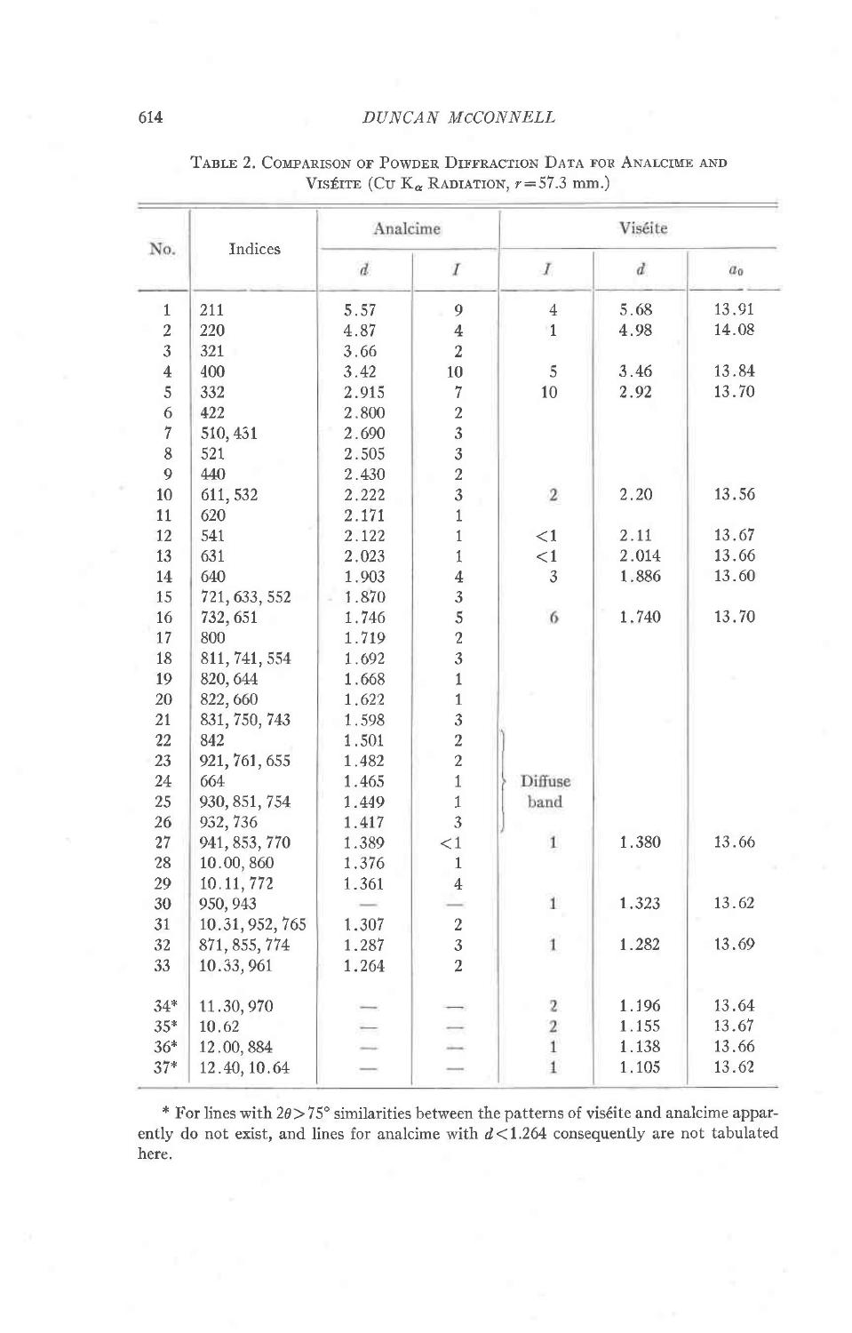TABLE 2. COMPARISON OF POWDER DIFFRACTION DATA FOR ANALCIME AND VISÉITE (CU $K_\alpha$ RADIATION, $r=57.3$ mm.)

| No. | Indices | Analcime | | Viséite | | |
|---|---|---|---|---|---|---|
| | | $d$ | $I$ | $I$ | $d$ | $a_0$ |
| 1 | 211 | 5.57 | 9 | 4 | 5.68 | 13.91 |
| 2 | 220 | 4.87 | 4 | 1 | 4.98 | 14.08 |
| 3 | 321 | 3.66 | 2 | | | |
| 4 | 400 | 3.42 | 10 | 5 | 3.46 | 13.84 |
| 5 | 332 | 2.915 | 7 | 10 | 2.92 | 13.70 |
| 6 | 422 | 2.800 | 2 | | | |
| 7 | 510, 431 | 2.690 | 3 | | | |
| 8 | 521 | 2.505 | 3 | | | |
| 9 | 440 | 2.430 | 2 | | | |
| 10 | 611, 532 | 2.222 | 3 | 2 | 2.20 | 13.56 |
| 11 | 620 | 2.171 | 1 | | | |
| 12 | 541 | 2.122 | 1 | <1 | 2.11 | 13.67 |
| 13 | 631 | 2.023 | 1 | <1 | 2.014 | 13.66 |
| 14 | 640 | 1.903 | 4 | 3 | 1.886 | 13.60 |
| 15 | 721, 633, 552 | 1.870 | 3 | | | |
| 16 | 732, 651 | 1.746 | 5 | 6 | 1.740 | 13.70 |
| 17 | 800 | 1.719 | 2 | | | |
| 18 | 811, 741, 554 | 1.692 | 3 | | | |
| 19 | 820, 644 | 1.668 | 1 | | | |
| 20 | 822, 660 | 1.622 | 1 | | | |
| 21 | 831, 750, 743 | 1.598 | 3 | | | |
| 22 | 842 | 1.501 | 2 | Diffuse band | | |
| 23 | 921, 761, 655 | 1.482 | 2 | | | |
| 24 | 664 | 1.465 | 1 | | | |
| 25 | 930, 851, 754 | 1.449 | 1 | | | |
| 26 | 932, 736 | 1.417 | 3 | | | |
| 27 | 941, 853, 770 | 1.389 | <1 | 1 | 1.380 | 13.66 |
| 28 | 10.00, 860 | 1.376 | 1 | | | |
| 29 | 10.11, 772 | 1.361 | 4 | | | |
| 30 | 950, 943 | — | — | 1 | 1.323 | 13.62 |
| 31 | 10.31, 952, 765 | 1.307 | 2 | | | |
| 32 | 871, 855, 774 | 1.287 | 3 | 1 | 1.282 | 13.69 |
| 33 | 10.33, 961 | 1.264 | 2 | | | |
| 34* | 11.30, 970 | — | — | 2 | 1.196 | 13.64 |
| 35* | 10.62 | — | — | 2 | 1.155 | 13.67 |
| 36* | 12.00, 884 | — | — | 1 | 1.138 | 13.66 |
| 37* | 12.40, 10.64 | — | — | 1 | 1.105 | 13.62 |

\* For lines with $2\theta > 75°$ similarities between the patterns of viséite and analcime apparently do not exist, and lines for analcime with $d<1.264$ consequently are not tabulated here.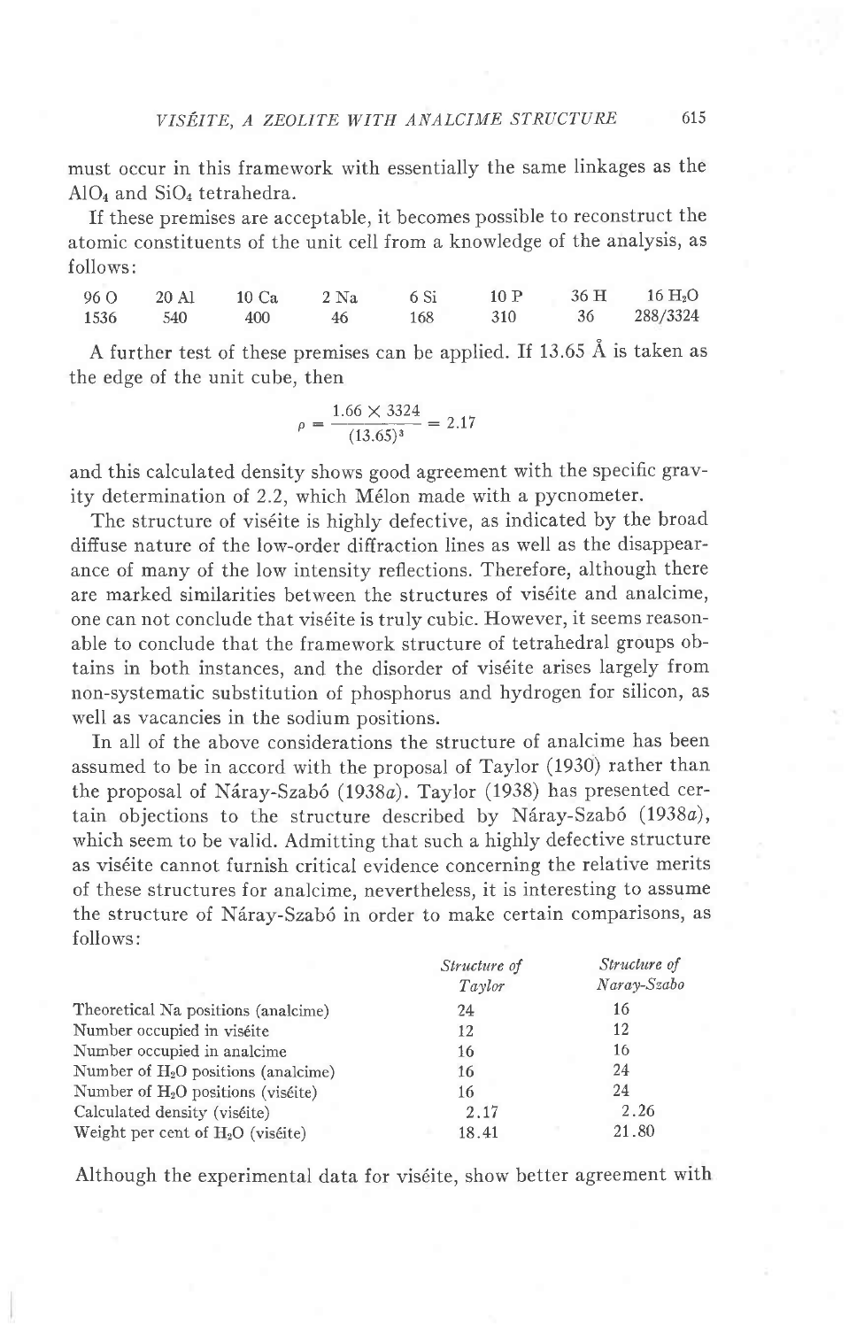must occur in this framework with essentially the same linkages as the $AlO_4$ and $SiO_4$ tetrahedra.

If these premises are acceptable, it becomes possible to reconstruct the atomic constituents of the unit cell from a knowledge of the analysis, as follows:

| | | | | | | | |
|---|---|---|---|---|---|---|---|
| 96 O | 20 Al | 10 Ca | 2 Na | 6 Si | 10 P | 36 H | 16 $H_2O$ |
| 1536 | 540 | 400 | 46 | 168 | 310 | 36 | 288/3324 |

A further test of these premises can be applied. If 13.65 Å is taken as the edge of the unit cube, then

$$\rho = \frac{1.66 \times 3324}{(13.65)^3} = 2.17$$

and this calculated density shows good agreement with the specific gravity determination of 2.2, which Mélon made with a pycnometer.

The structure of viséite is highly defective, as indicated by the broad diffuse nature of the low-order diffraction lines as well as the disappearance of many of the low intensity reflections. Therefore, although there are marked similarities between the structures of viséite and analcime, one can not conclude that viséite is truly cubic. However, it seems reasonable to conclude that the framework structure of tetrahedral groups obtains in both instances, and the disorder of viséite arises largely from non-systematic substitution of phosphorus and hydrogen for silicon, as well as vacancies in the sodium positions.

In all of the above considerations the structure of analcime has been assumed to be in accord with the proposal of Taylor (1930) rather than the proposal of Náray-Szabó (1938*a*). Taylor (1938) has presented certain objections to the structure described by Náray-Szabó (1938*a*), which seem to be valid. Admitting that such a highly defective structure as viséite cannot furnish critical evidence concerning the relative merits of these structures for analcime, nevertheless, it is interesting to assume the structure of Náray-Szabó in order to make certain comparisons, as follows:

| | *Structure of Taylor* | *Structure of Naray-Szabo* |
|---|---|---|
| Theoretical Na positions (analcime) | 24 | 16 |
| Number occupied in viséite | 12 | 12 |
| Number occupied in analcime | 16 | 16 |
| Number of $H_2O$ positions (analcime) | 16 | 24 |
| Number of $H_2O$ positions (viséite) | 16 | 24 |
| Calculated density (viséite) | 2.17 | 2.26 |
| Weight per cent of $H_2O$ (viséite) | 18.41 | 21.80 |

Although the experimental data for viséite, show better agreement with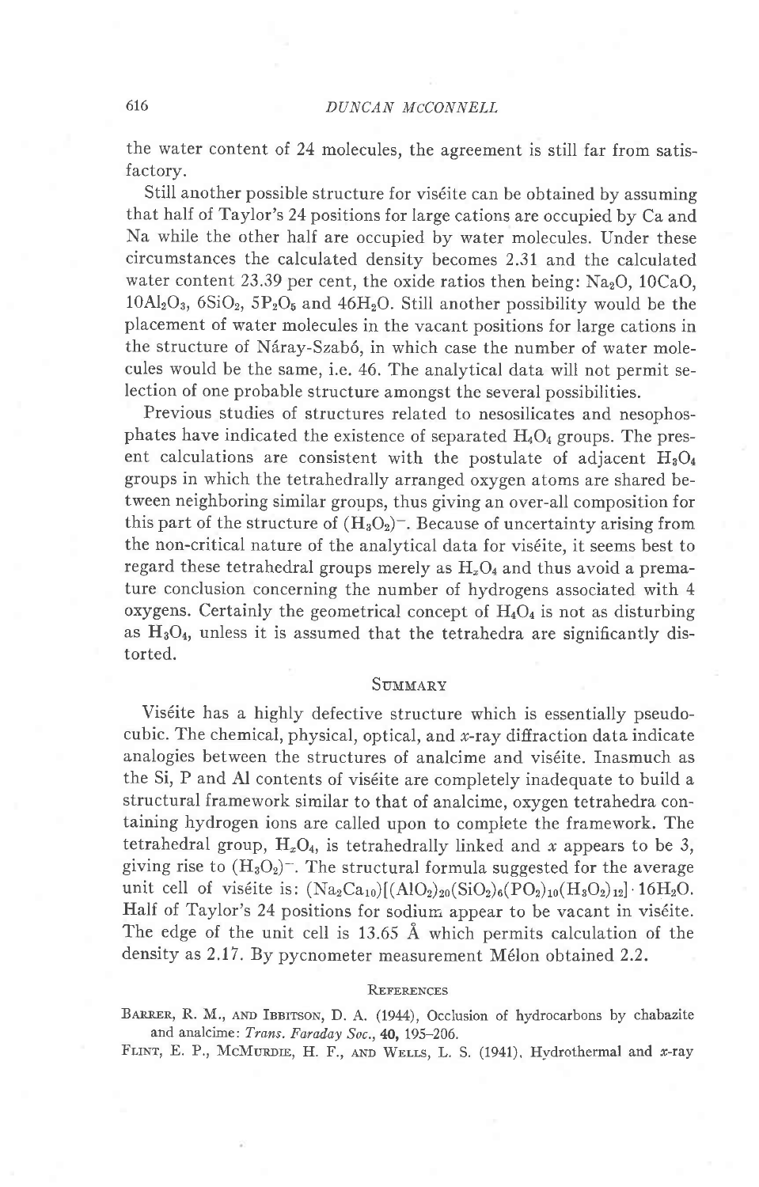the water content of 24 molecules, the agreement is still far from satisfactory.

Still another possible structure for viséite can be obtained by assuming that half of Taylor's 24 positions for large cations are occupied by Ca and Na while the other half are occupied by water molecules. Under these circumstances the calculated density becomes 2.31 and the calculated water content 23.39 per cent, the oxide ratios then being: $Na_2O$, $10CaO$, $10Al_2O_3$, $6SiO_2$, $5P_2O_5$ and $46H_2O$. Still another possibility would be the placement of water molecules in the vacant positions for large cations in the structure of Náray-Szabó, in which case the number of water molecules would be the same, i.e. 46. The analytical data will not permit selection of one probable structure amongst the several possibilities.

Previous studies of structures related to nesosilicates and nesophosphates have indicated the existence of separated $H_4O_4$ groups. The present calculations are consistent with the postulate of adjacent $H_3O_4$ groups in which the tetrahedrally arranged oxygen atoms are shared between neighboring similar groups, thus giving an over-all composition for this part of the structure of $(H_3O_2)^-$. Because of uncertainty arising from the non-critical nature of the analytical data for viséite, it seems best to regard these tetrahedral groups merely as $H_xO_4$ and thus avoid a premature conclusion concerning the number of hydrogens associated with 4 oxygens. Certainly the geometrical concept of $H_4O_4$ is not as disturbing as $H_3O_4$, unless it is assumed that the tetrahedra are significantly distorted.

## Summary

Viséite has a highly defective structure which is essentially pseudocubic. The chemical, physical, optical, and $x$-ray diffraction data indicate analogies between the structures of analcime and viséite. Inasmuch as the Si, P and Al contents of viséite are completely inadequate to build a structural framework similar to that of analcime, oxygen tetrahedra containing hydrogen ions are called upon to complete the framework. The tetrahedral group, $H_xO_4$, is tetrahedrally linked and $x$ appears to be 3, giving rise to $(H_3O_2)^-$. The structural formula suggested for the average unit cell of viséite is: $(Na_2Ca_{10})[(AlO_2)_{20}(SiO_2)_6(PO_2)_{10}(H_3O_2)_{12}]\cdot 16H_2O$. Half of Taylor's 24 positions for sodium appear to be vacant in viséite. The edge of the unit cell is 13.65 Å which permits calculation of the density as 2.17. By pycnometer measurement Mélon obtained 2.2.

## References

Barrer, R. M., and Ibbitson, D. A. (1944), Occlusion of hydrocarbons by chabazite and analcime: *Trans. Faraday Soc.*, **40**, 195–206.

Flint, E. P., McMurdie, H. F., and Wells, L. S. (1941), Hydrothermal and $x$-ray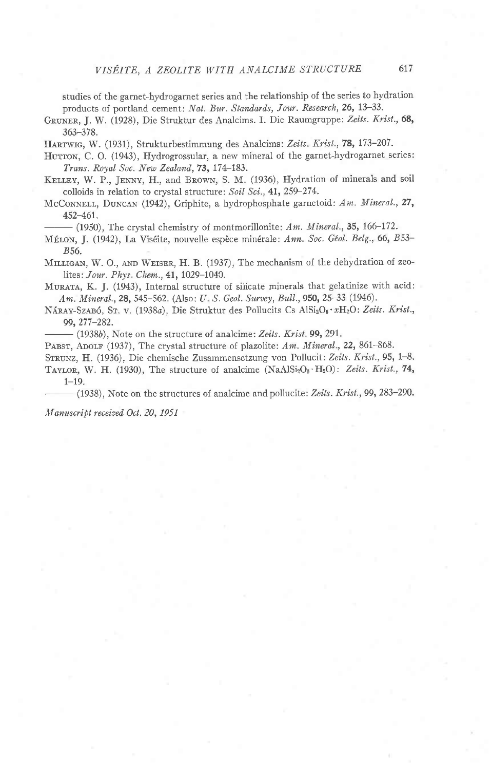studies of the garnet-hydrogarnet series and the relationship of the series to hydration products of portland cement: *Nat. Bur. Standards, Jour. Research*, **26**, 13–33.

Gruner, J. W. (1928), Die Struktur des Analcims. I. Die Raumgruppe: *Zeits. Krist.*, **68**, 363–378.

Hartwig, W. (1931), Strukturbestimmung des Analcims: *Zeits. Krist.*, **78**, 173–207.

Hutton, C. O. (1943), Hydrogrossular, a new mineral of the garnet-hydrogarnet series: *Trans. Royal Soc. New Zealand*, **73**, 174–183.

Kelley, W. P., Jenny, H., and Brown, S. M. (1936), Hydration of minerals and soil colloids in relation to crystal structure: *Soil Sci.*, **41**, 259–274.

McConnell, Duncan (1942), Griphite, a hydrophosphate garnetoid: *Am. Mineral.*, **27**, 452–461.

——— (1950), The crystal chemistry of montmorillonite: *Am. Mineral.*, **35**, 166–172.

Mélon, J. (1942), La Viséite, nouvelle espèce minérale: *Ann. Soc. Géol. Belg.*, **66**, B53–B56.

Milligan, W. O., and Weiser, H. B. (1937), The mechanism of the dehydration of zeolites: *Jour. Phys. Chem.*, **41**, 1029–1040.

Murata, K. J. (1943), Internal structure of silicate minerals that gelatinize with acid: *Am. Mineral.*, **28**, 545–562. (Also: *U. S. Geol. Survey, Bull.*, **950**, 25–33 (1946).

Náray-Szabó, St. v. (1938*a*), Die Struktur des Pollucits Cs $AlSi_2O_6 \cdot xH_2O$: *Zeits. Krist.*, **99**, 277–282.

——— (1938*b*), Note on the structure of analcime: *Zeits. Krist.* **99**, 291.

Pabst, Adolf (1937), The crystal structure of plazolite: *Am. Mineral.*, **22**, 861–868.

Strunz, H. (1936), Die chemische Zusammensetzung von Pollucit: *Zeits. Krist.*, **95**, 1–8.

Taylor, W. H. (1930), The structure of analcime ($NaAlSi_2O_6 \cdot H_2O$): *Zeits. Krist.*, **74**, 1–19.

——— (1938), Note on the structures of analcime and pollucite: *Zeits. Krist.*, **99**, 283–290.

*Manuscript received Oct. 20, 1951*